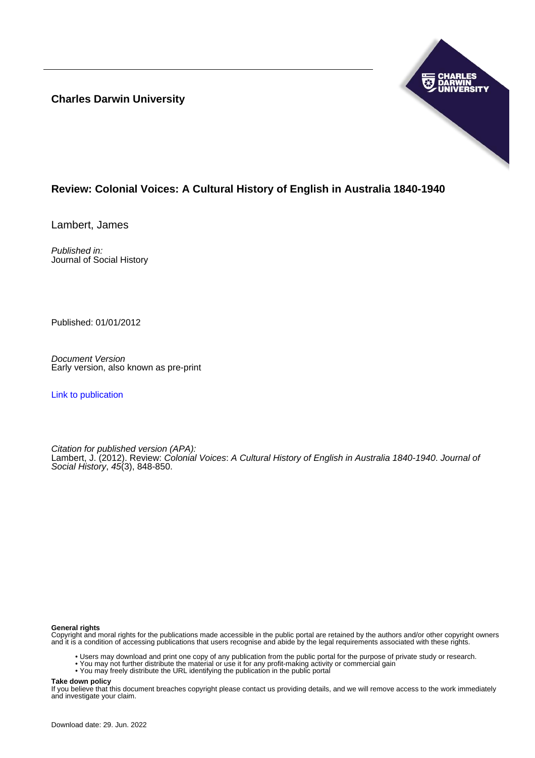**Charles Darwin University**

# Review: Colonial Voices: A Cultural History of English in Australia 1840-1940

Lambert, James

*Published in:*
Journal of Social History

Published: 01/01/2012

*Document Version*
Early version, also known as pre-print

Link to publication

*Citation for published version (APA):*
Lambert, J. (2012). Review: *Colonial Voices*: *A Cultural History of English in Australia 1840-1940*. *Journal of Social History*, *45*(3), 848-850.

**General rights**
Copyright and moral rights for the publications made accessible in the public portal are retained by the authors and/or other copyright owners and it is a condition of accessing publications that users recognise and abide by the legal requirements associated with these rights.

- Users may download and print one copy of any publication from the public portal for the purpose of private study or research.
- You may not further distribute the material or use it for any profit-making activity or commercial gain
- You may freely distribute the URL identifying the publication in the public portal

**Take down policy**
If you believe that this document breaches copyright please contact us providing details, and we will remove access to the work immediately and investigate your claim.

Download date: 29. Jun. 2022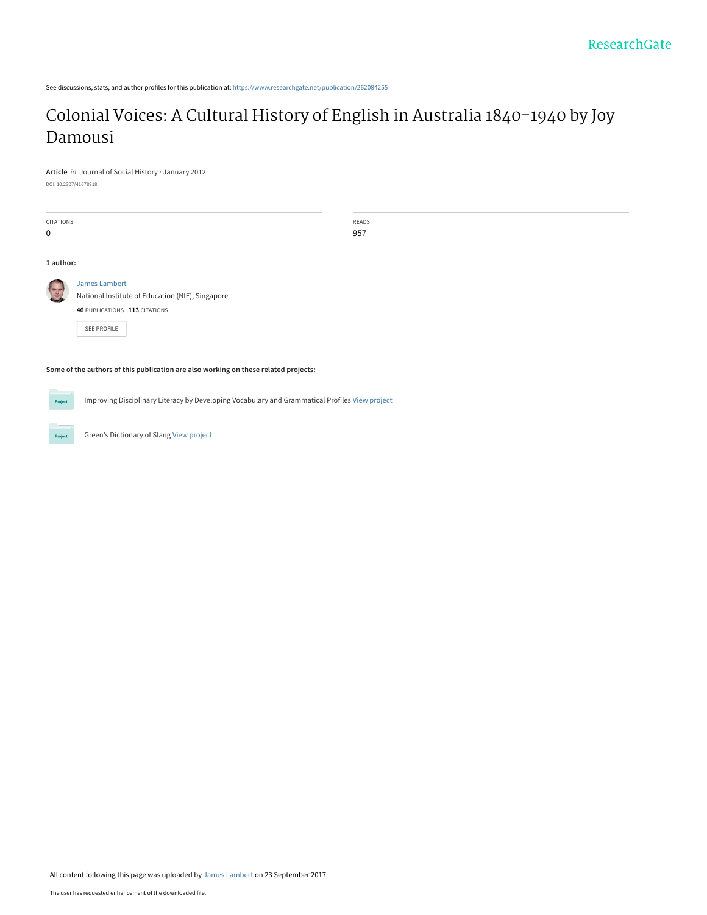See discussions, stats, and author profiles for this publication at: https://www.researchgate.net/publication/262084255

# Colonial Voices: A Cultural History of English in Australia 1840-1940 by Joy Damousi

**Article** *in* Journal of Social History · January 2012

DOI: 10.2307/41678918

| CITATIONS | READS |
| --- | --- |
| 0 | 957 |

**1 author:**

James Lambert
National Institute of Education (NIE), Singapore
**46** PUBLICATIONS **113** CITATIONS

SEE PROFILE

**Some of the authors of this publication are also working on these related projects:**

Improving Disciplinary Literacy by Developing Vocabulary and Grammatical Profiles View project

Green's Dictionary of Slang View project

All content following this page was uploaded by James Lambert on 23 September 2017.

The user has requested enhancement of the downloaded file.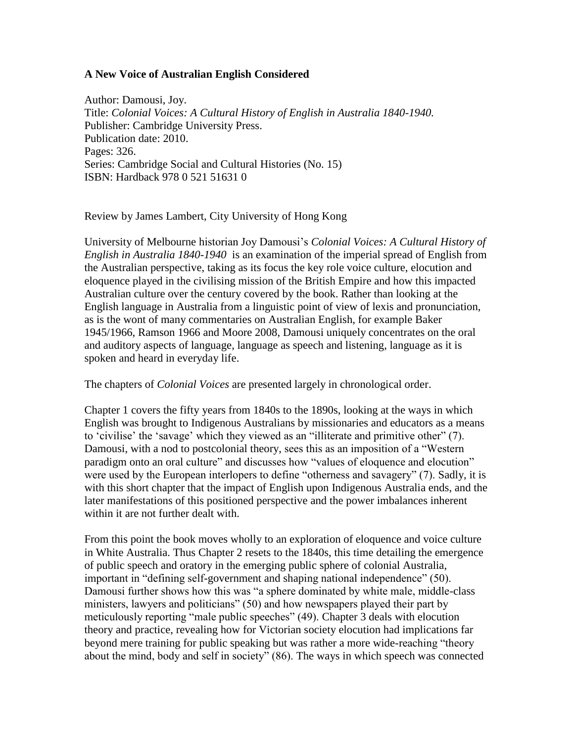**A New Voice of Australian English Considered**

Author: Damousi, Joy.
Title: *Colonial Voices: A Cultural History of English in Australia 1840-1940.*
Publisher: Cambridge University Press.
Publication date: 2010.
Pages: 326.
Series: Cambridge Social and Cultural Histories (No. 15)
ISBN: Hardback 978 0 521 51631 0

Review by James Lambert, City University of Hong Kong

University of Melbourne historian Joy Damousi's *Colonial Voices: A Cultural History of English in Australia 1840-1940* is an examination of the imperial spread of English from the Australian perspective, taking as its focus the key role voice culture, elocution and eloquence played in the civilising mission of the British Empire and how this impacted Australian culture over the century covered by the book. Rather than looking at the English language in Australia from a linguistic point of view of lexis and pronunciation, as is the wont of many commentaries on Australian English, for example Baker 1945/1966, Ramson 1966 and Moore 2008, Damousi uniquely concentrates on the oral and auditory aspects of language, language as speech and listening, language as it is spoken and heard in everyday life.

The chapters of *Colonial Voices* are presented largely in chronological order.

Chapter 1 covers the fifty years from 1840s to the 1890s, looking at the ways in which English was brought to Indigenous Australians by missionaries and educators as a means to 'civilise' the 'savage' which they viewed as an "illiterate and primitive other" (7). Damousi, with a nod to postcolonial theory, sees this as an imposition of a "Western paradigm onto an oral culture" and discusses how "values of eloquence and elocution" were used by the European interlopers to define "otherness and savagery" (7). Sadly, it is with this short chapter that the impact of English upon Indigenous Australia ends, and the later manifestations of this positioned perspective and the power imbalances inherent within it are not further dealt with.

From this point the book moves wholly to an exploration of eloquence and voice culture in White Australia. Thus Chapter 2 resets to the 1840s, this time detailing the emergence of public speech and oratory in the emerging public sphere of colonial Australia, important in "defining self-government and shaping national independence" (50). Damousi further shows how this was "a sphere dominated by white male, middle-class ministers, lawyers and politicians" (50) and how newspapers played their part by meticulously reporting "male public speeches" (49). Chapter 3 deals with elocution theory and practice, revealing how for Victorian society elocution had implications far beyond mere training for public speaking but was rather a more wide-reaching "theory about the mind, body and self in society" (86). The ways in which speech was connected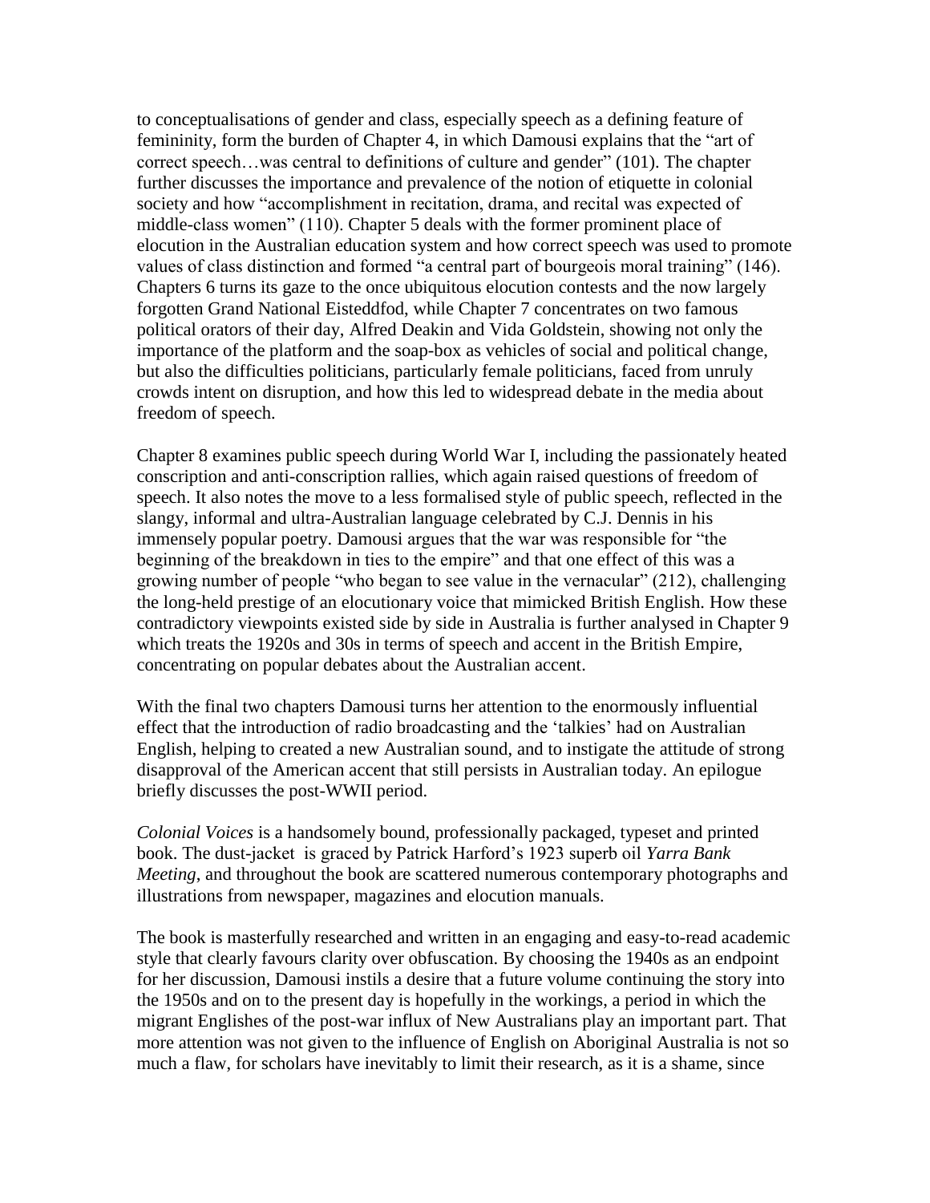to conceptualisations of gender and class, especially speech as a defining feature of femininity, form the burden of Chapter 4, in which Damousi explains that the "art of correct speech…was central to definitions of culture and gender" (101). The chapter further discusses the importance and prevalence of the notion of etiquette in colonial society and how "accomplishment in recitation, drama, and recital was expected of middle-class women" (110). Chapter 5 deals with the former prominent place of elocution in the Australian education system and how correct speech was used to promote values of class distinction and formed "a central part of bourgeois moral training" (146). Chapters 6 turns its gaze to the once ubiquitous elocution contests and the now largely forgotten Grand National Eisteddfod, while Chapter 7 concentrates on two famous political orators of their day, Alfred Deakin and Vida Goldstein, showing not only the importance of the platform and the soap-box as vehicles of social and political change, but also the difficulties politicians, particularly female politicians, faced from unruly crowds intent on disruption, and how this led to widespread debate in the media about freedom of speech.

Chapter 8 examines public speech during World War I, including the passionately heated conscription and anti-conscription rallies, which again raised questions of freedom of speech. It also notes the move to a less formalised style of public speech, reflected in the slangy, informal and ultra-Australian language celebrated by C.J. Dennis in his immensely popular poetry. Damousi argues that the war was responsible for "the beginning of the breakdown in ties to the empire" and that one effect of this was a growing number of people "who began to see value in the vernacular" (212), challenging the long-held prestige of an elocutionary voice that mimicked British English. How these contradictory viewpoints existed side by side in Australia is further analysed in Chapter 9 which treats the 1920s and 30s in terms of speech and accent in the British Empire, concentrating on popular debates about the Australian accent.

With the final two chapters Damousi turns her attention to the enormously influential effect that the introduction of radio broadcasting and the 'talkies' had on Australian English, helping to created a new Australian sound, and to instigate the attitude of strong disapproval of the American accent that still persists in Australian today. An epilogue briefly discusses the post-WWII period.

*Colonial Voices* is a handsomely bound, professionally packaged, typeset and printed book. The dust-jacket is graced by Patrick Harford's 1923 superb oil *Yarra Bank Meeting*, and throughout the book are scattered numerous contemporary photographs and illustrations from newspaper, magazines and elocution manuals.

The book is masterfully researched and written in an engaging and easy-to-read academic style that clearly favours clarity over obfuscation. By choosing the 1940s as an endpoint for her discussion, Damousi instils a desire that a future volume continuing the story into the 1950s and on to the present day is hopefully in the workings, a period in which the migrant Englishes of the post-war influx of New Australians play an important part. That more attention was not given to the influence of English on Aboriginal Australia is not so much a flaw, for scholars have inevitably to limit their research, as it is a shame, since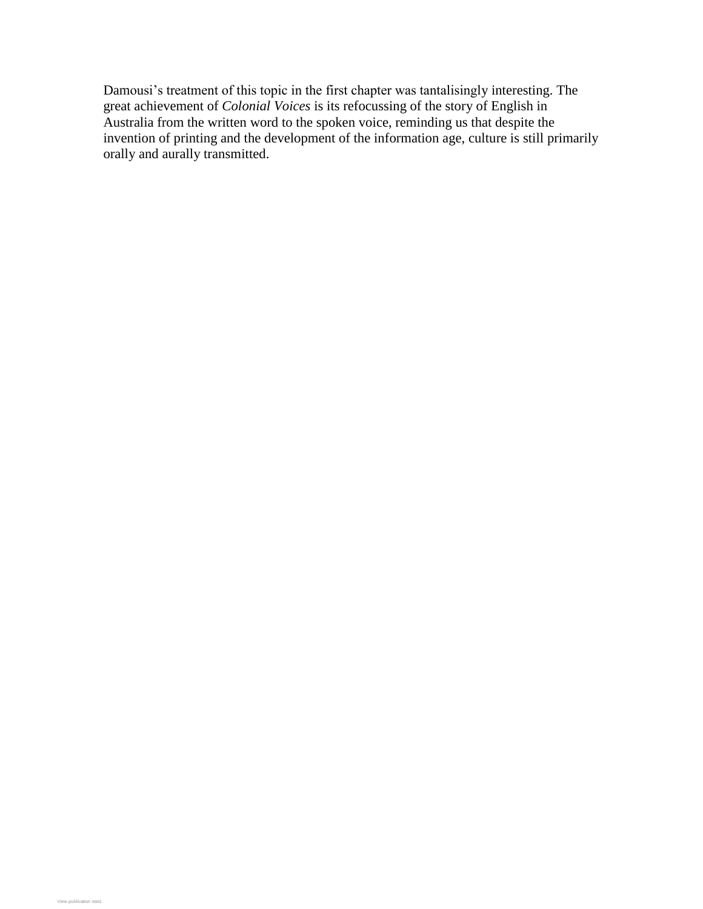Damousi's treatment of this topic in the first chapter was tantalisingly interesting. The great achievement of *Colonial Voices* is its refocussing of the story of English in Australia from the written word to the spoken voice, reminding us that despite the invention of printing and the development of the information age, culture is still primarily orally and aurally transmitted.